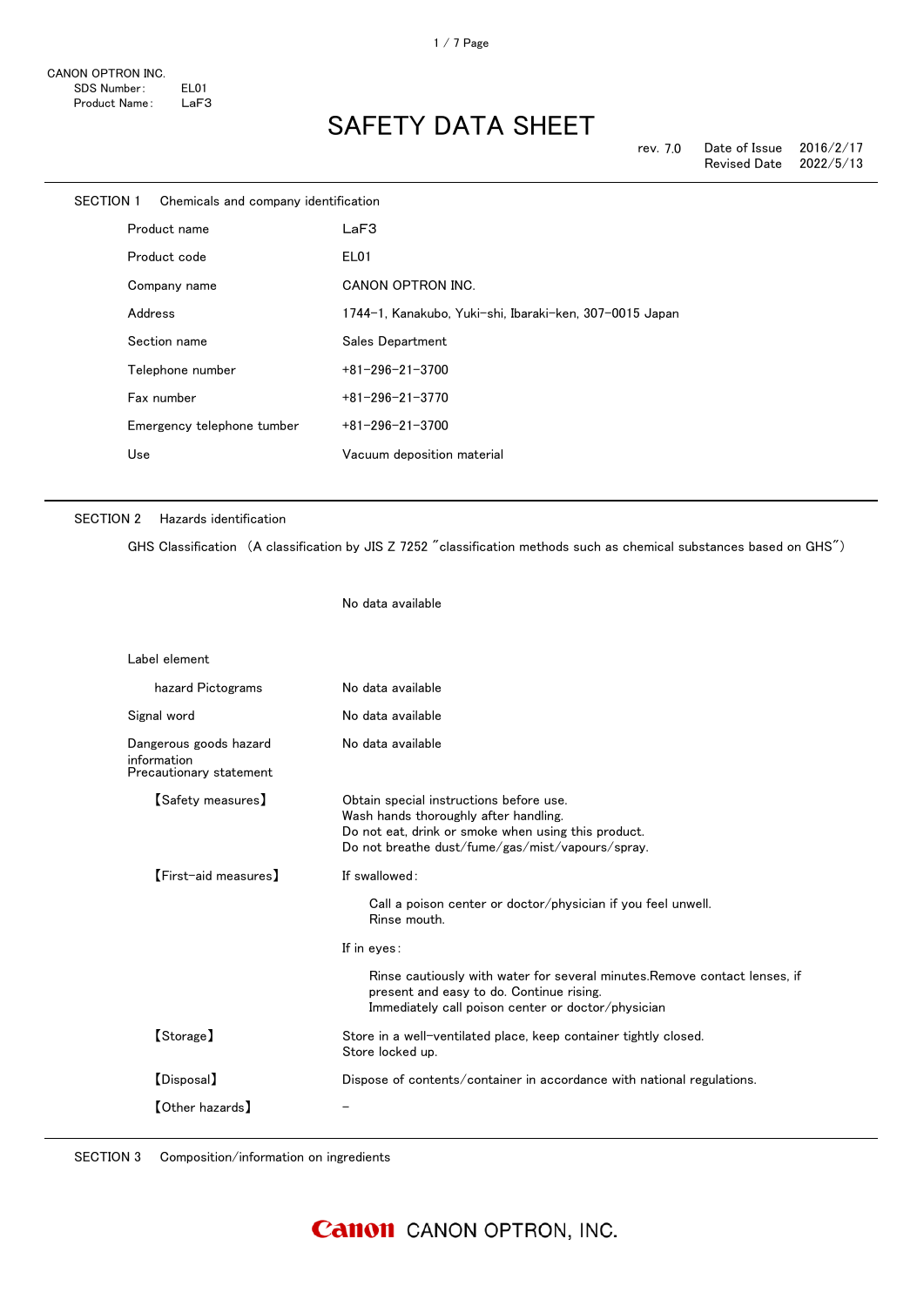CANON OPTRON INC.
SDS Number: EL01
Product Name: LaF3

# SAFETY DATA SHEET

rev. 7.0 Date of Issue 2016/2/17
Revised Date 2022/5/13

## SECTION 1 Chemicals and company identification

| | |
|---|---|
| Product name | LaF3 |
| Product code | EL01 |
| Company name | CANON OPTRON INC. |
| Address | 1744-1, Kanakubo, Yuki-shi, Ibaraki-ken, 307-0015 Japan |
| Section name | Sales Department |
| Telephone number | +81-296-21-3700 |
| Fax number | +81-296-21-3770 |
| Emergency telephone tumber | +81-296-21-3700 |
| Use | Vacuum deposition material |

## SECTION 2 Hazards identification

GHS Classification （A classification by JIS Z 7252 "classification methods such as chemical substances based on GHS"）

No data available

Label element

| | |
|---|---|
| hazard Pictograms | No data available |
| Signal word | No data available |
| Dangerous goods hazard information | No data available |

Precautionary statement

【Safety measures】

Obtain special instructions before use.
Wash hands thoroughly after handling.
Do not eat, drink or smoke when using this product.
Do not breathe dust/fume/gas/mist/vapours/spray.

【First-aid measures】

If swallowed:

Call a poison center or doctor/physician if you feel unwell.
Rinse mouth.

If in eyes:

Rinse cautiously with water for several minutes.Remove contact lenses, if present and easy to do. Continue rising.
Immediately call poison center or doctor/physician

【Storage】

Store in a well-ventilated place, keep container tightly closed.
Store locked up.

【Disposal】

Dispose of contents/container in accordance with national regulations.

【Other hazards】

－

## SECTION 3 Composition/information on ingredients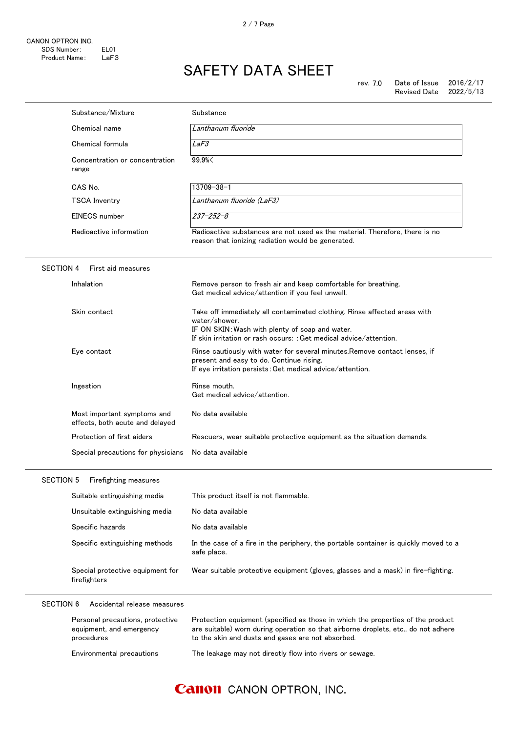# SAFETY DATA SHEET

CANON OPTRON INC.
SDS Number: EL01
Product Name: LaF3

rev. 7.0 Date of Issue 2016/2/17
Revised Date 2022/5/13

| | |
|---|---|
| Substance/Mixture | Substance |
| Chemical name | *Lanthanum fluoride* |
| Chemical formula | *LaF3* |
| Concentration or concentration range | 99.9%< |
| CAS No. | 13709-38-1 |
| TSCA Inventry | *Lanthanum fluoride (LaF3)* |
| EINECS number | *237-252-8* |
| Radioactive information | Radioactive substances are not used as the material. Therefore, there is no reason that ionizing radiation would be generated. |

## SECTION 4 First aid measures

| | |
|---|---|
| Inhalation | Remove person to fresh air and keep comfortable for breathing. Get medical advice/attention if you feel unwell. |
| Skin contact | Take off immediately all contaminated clothing. Rinse affected areas with water/shower. IF ON SKIN: Wash with plenty of soap and water. If skin irritation or rash occurs: : Get medical advice/attention. |
| Eye contact | Rinse cautiously with water for several minutes.Remove contact lenses, if present and easy to do. Continue rising. If eye irritation persists: Get medical advice/attention. |
| Ingestion | Rinse mouth. Get medical advice/attention. |
| Most important symptoms and effects, both acute and delayed | No data available |
| Protection of first aiders | Rescuers, wear suitable protective equipment as the situation demands. |
| Special precautions for physicians | No data available |

## SECTION 5 Firefighting measures

| | |
|---|---|
| Suitable extinguishing media | This product itself is not flammable. |
| Unsuitable extinguishing media | No data available |
| Specific hazards | No data available |
| Specific extinguishing methods | In the case of a fire in the periphery, the portable container is quickly moved to a safe place. |
| Special protective equipment for firefighters | Wear suitable protective equipment (gloves, glasses and a mask) in fire-fighting. |

## SECTION 6 Accidental release measures

| | |
|---|---|
| Personal precautions, protective equipment, and emergency procedures | Protection equipment (specified as those in which the properties of the product are suitable) worn during operation so that airborne droplets, etc., do not adhere to the skin and dusts and gases are not absorbed. |
| Environmental precautions | The leakage may not directly flow into rivers or sewage. |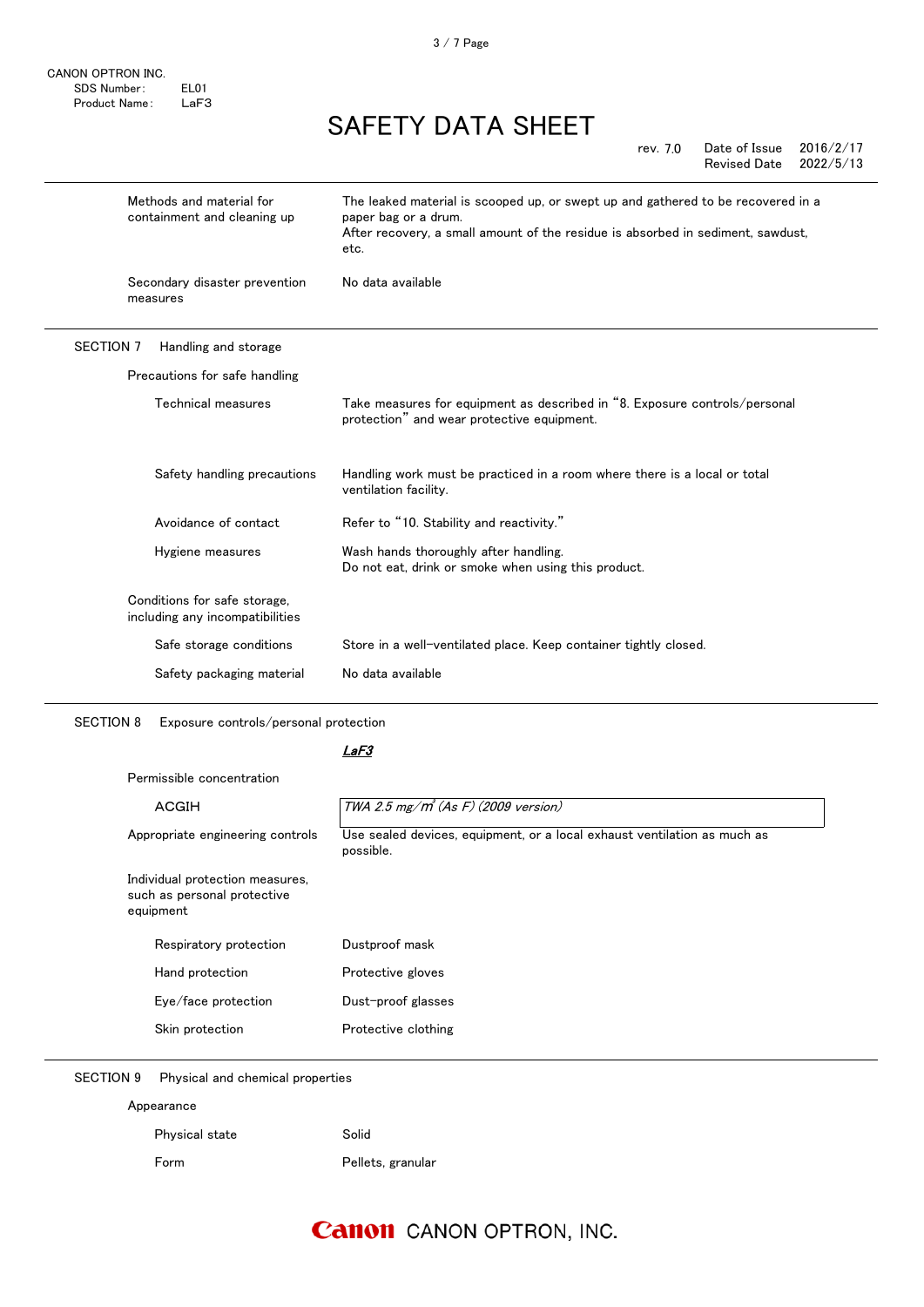| | |
|---|---|
| Methods and material for containment and cleaning up | The leaked material is scooped up, or swept up and gathered to be recovered in a paper bag or a drum. After recovery, a small amount of the residue is absorbed in sediment, sawdust, etc. |
| Secondary disaster prevention measures | No data available |

## SECTION 7　Handling and storage

**Precautions for safe handling**

| | |
|---|---|
| Technical measures | Take measures for equipment as described in “8. Exposure controls/personal protection” and wear protective equipment. |
| Safety handling precautions | Handling work must be practiced in a room where there is a local or total ventilation facility. |
| Avoidance of contact | Refer to “10. Stability and reactivity.” |
| Hygiene measures | Wash hands thoroughly after handling. Do not eat, drink or smoke when using this product. |

**Conditions for safe storage, including any incompatibilities**

| | |
|---|---|
| Safe storage conditions | Store in a well-ventilated place. Keep container tightly closed. |
| Safety packaging material | No data available |

## SECTION 8　Exposure controls/personal protection

| | ***LaF3*** |
|---|---|
| Permissible concentration | |
| ACGIH | *TWA 2.5 mg/m³ (As F) (2009 version)* |
| Appropriate engineering controls | Use sealed devices, equipment, or a local exhaust ventilation as much as possible. |

**Individual protection measures, such as personal protective equipment**

| | |
|---|---|
| Respiratory protection | Dustproof mask |
| Hand protection | Protective gloves |
| Eye/face protection | Dust-proof glasses |
| Skin protection | Protective clothing |

## SECTION 9　Physical and chemical properties

**Appearance**

| | |
|---|---|
| Physical state | Solid |
| Form | Pellets, granular |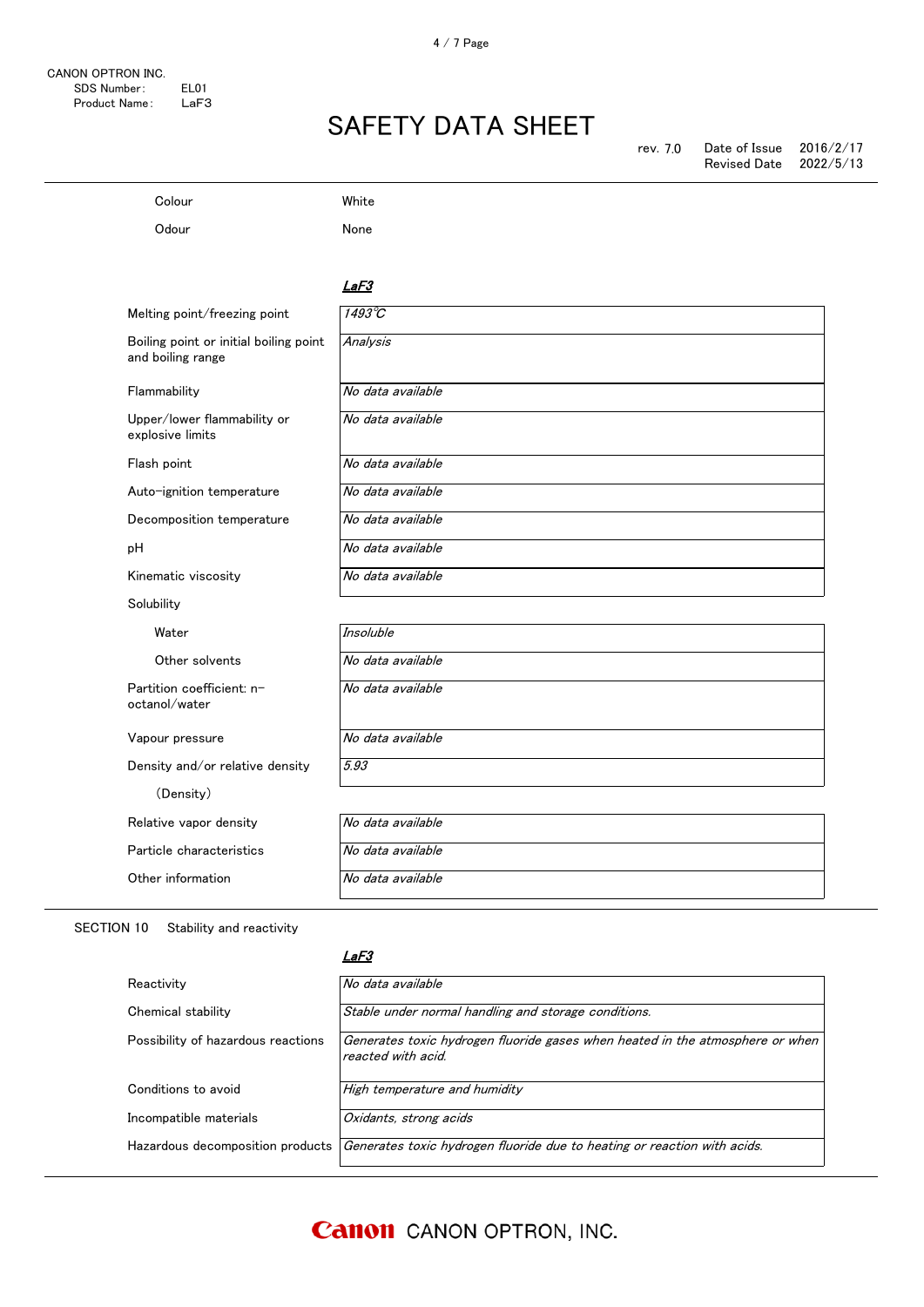| | |
|---|---|
| Colour | White |
| Odour | None |

| | ***LaF3*** |
|---|---|
| Melting point/freezing point | *1493℃* |
| Boiling point or initial boiling point and boiling range | *Analysis* |
| Flammability | *No data available* |
| Upper/lower flammability or explosive limits | *No data available* |
| Flash point | *No data available* |
| Auto-ignition temperature | *No data available* |
| Decomposition temperature | *No data available* |
| pH | *No data available* |
| Kinematic viscosity | *No data available* |
| Solubility | |
| Water | *Insoluble* |
| Other solvents | *No data available* |
| Partition coefficient: n-octanol/water | *No data available* |
| Vapour pressure | *No data available* |
| Density and/or relative density (Density) | *5.93* |
| Relative vapor density | *No data available* |
| Particle characteristics | *No data available* |
| Other information | *No data available* |

## SECTION 10 Stability and reactivity

| | ***LaF3*** |
|---|---|
| Reactivity | *No data available* |
| Chemical stability | *Stable under normal handling and storage conditions.* |
| Possibility of hazardous reactions | *Generates toxic hydrogen fluoride gases when heated in the atmosphere or when reacted with acid.* |
| Conditions to avoid | *High temperature and humidity* |
| Incompatible materials | *Oxidants, strong acids* |
| Hazardous decomposition products | *Generates toxic hydrogen fluoride due to heating or reaction with acids.* |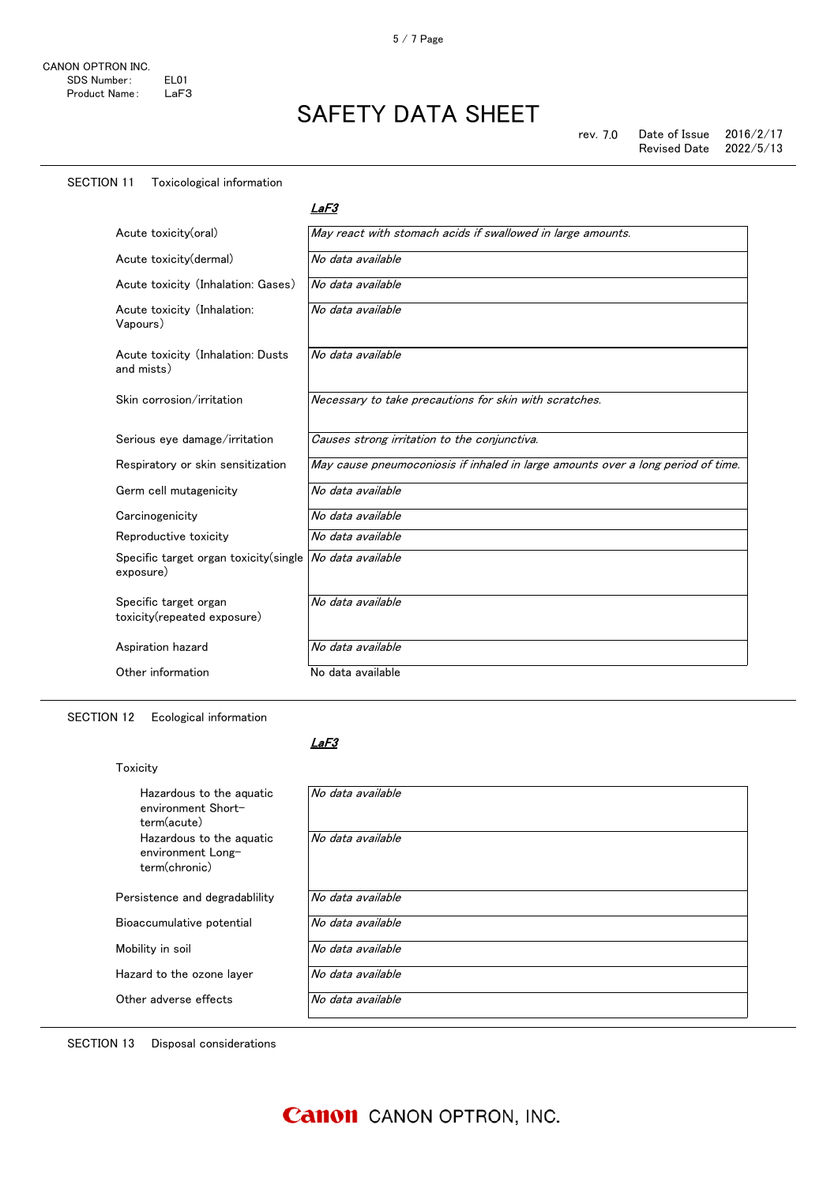CANON OPTRON INC.
SDS Number: EL01
Product Name: LaF3

# SAFETY DATA SHEET

rev. 7.0 Date of Issue 2016/2/17
Revised Date 2022/5/13

## SECTION 11 Toxicological information

| | ***LaF3*** |
|---|---|
| Acute toxicity(oral) | *May react with stomach acids if swallowed in large amounts.* |
| Acute toxicity(dermal) | *No data available* |
| Acute toxicity (Inhalation: Gases) | *No data available* |
| Acute toxicity (Inhalation: Vapours) | *No data available* |
| Acute toxicity (Inhalation: Dusts and mists) | *No data available* |
| Skin corrosion/irritation | *Necessary to take precautions for skin with scratches.* |
| Serious eye damage/irritation | *Causes strong irritation to the conjunctiva.* |
| Respiratory or skin sensitization | *May cause pneumoconiosis if inhaled in large amounts over a long period of time.* |
| Germ cell mutagenicity | *No data available* |
| Carcinogenicity | *No data available* |
| Reproductive toxicity | *No data available* |
| Specific target organ toxicity(single exposure) | *No data available* |
| Specific target organ toxicity(repeated exposure) | *No data available* |
| Aspiration hazard | *No data available* |
| Other information | No data available |

## SECTION 12 Ecological information

| | ***LaF3*** |
|---|---|
| Toxicity | |
| Hazardous to the aquatic environment Short-term(acute) | *No data available* |
| Hazardous to the aquatic environment Long-term(chronic) | *No data available* |
| Persistence and degradablility | *No data available* |
| Bioaccumulative potential | *No data available* |
| Mobility in soil | *No data available* |
| Hazard to the ozone layer | *No data available* |
| Other adverse effects | *No data available* |

## SECTION 13 Disposal considerations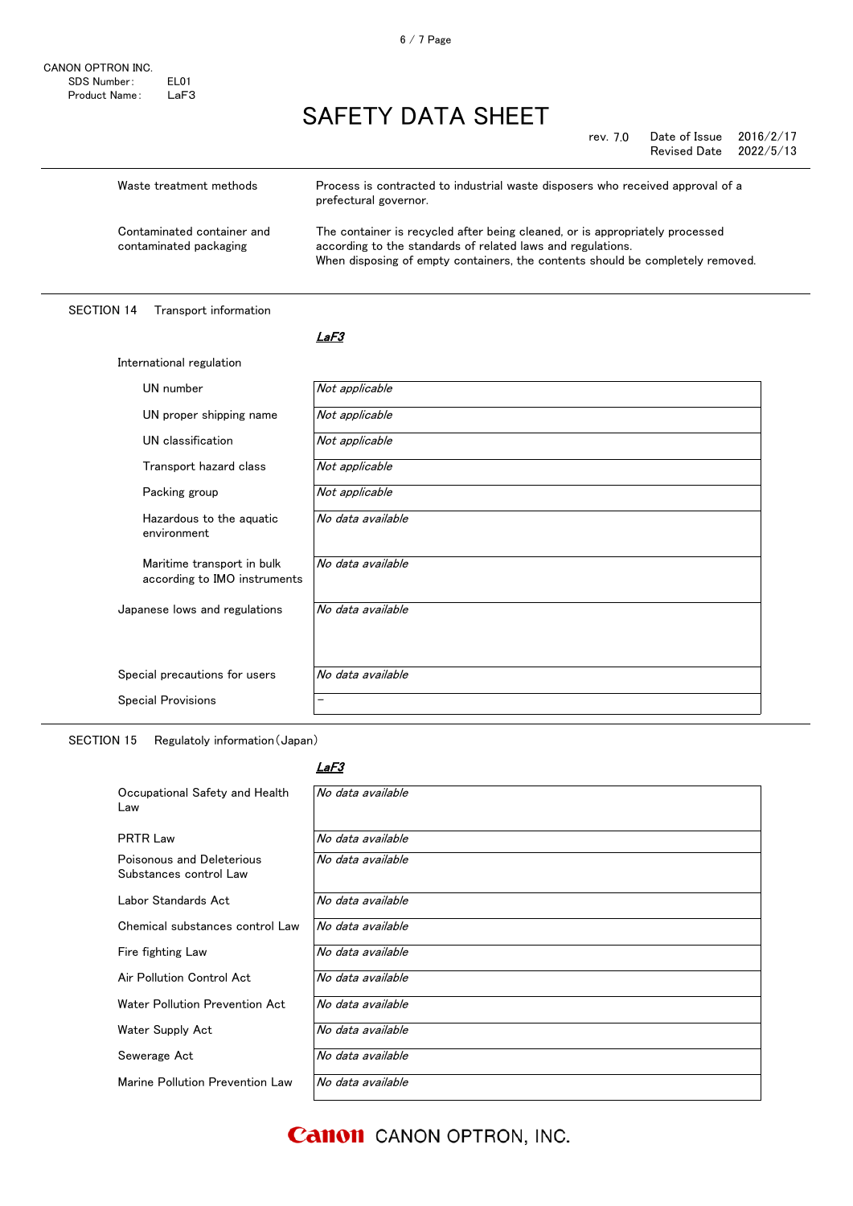| | |
|---|---|
| Waste treatment methods | Process is contracted to industrial waste disposers who received approval of a prefectural governor. |
| Contaminated container and contaminated packaging | The container is recycled after being cleaned, or is appropriately processed according to the standards of related laws and regulations. When disposing of empty containers, the contents should be completely removed. |

## SECTION 14 Transport information

| | *LaF3* |
|---|---|
| **International regulation** | |
| UN number | *Not applicable* |
| UN proper shipping name | *Not applicable* |
| UN classification | *Not applicable* |
| Transport hazard class | *Not applicable* |
| Packing group | *Not applicable* |
| Hazardous to the aquatic environment | *No data available* |
| Maritime transport in bulk according to IMO instruments | *No data available* |
| Japanese lows and regulations | *No data available* |
| Special precautions for users | *No data available* |
| Special Provisions | － |

## SECTION 15 Regulatoly information(Japan)

| | *LaF3* |
|---|---|
| Occupational Safety and Health Law | *No data available* |
| PRTR Law | *No data available* |
| Poisonous and Deleterious Substances control Law | *No data available* |
| Labor Standards Act | *No data available* |
| Chemical substances control Law | *No data available* |
| Fire fighting Law | *No data available* |
| Air Pollution Control Act | *No data available* |
| Water Pollution Prevention Act | *No data available* |
| Water Supply Act | *No data available* |
| Sewerage Act | *No data available* |
| Marine Pollution Prevention Law | *No data available* |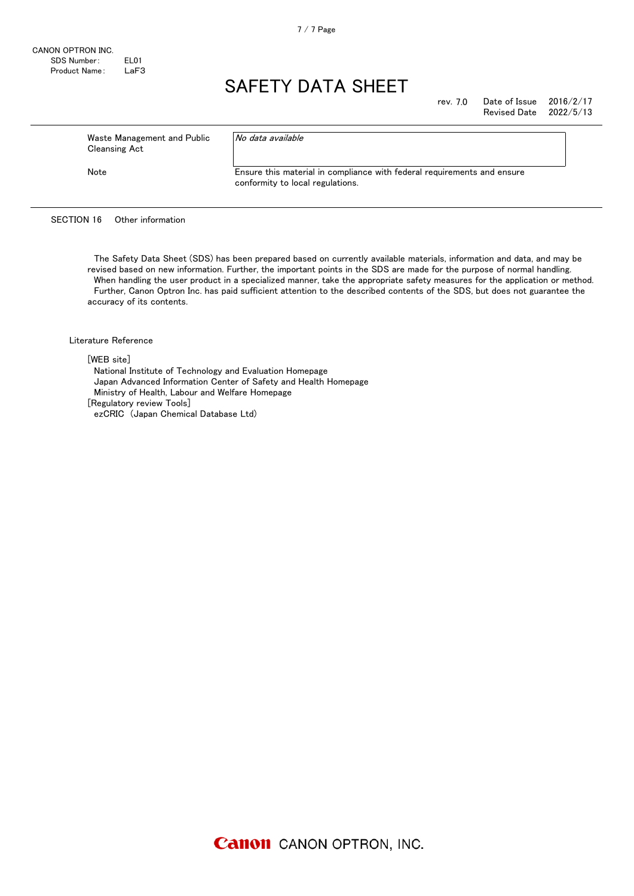| | |
|---|---|
| Waste Management and Public Cleansing Act | *No data available* |
| Note | Ensure this material in compliance with federal requirements and ensure conformity to local regulations. |

## SECTION 16 Other information

The Safety Data Sheet (SDS) has been prepared based on currently available materials, information and data, and may be revised based on new information. Further, the important points in the SDS are made for the purpose of normal handling.
When handling the user product in a specialized manner, take the appropriate safety measures for the application or method.
Further, Canon Optron Inc. has paid sufficient attention to the described contents of the SDS, but does not guarantee the accuracy of its contents.

### Literature Reference

[WEB site]
National Institute of Technology and Evaluation Homepage
Japan Advanced Information Center of Safety and Health Homepage
Ministry of Health, Labour and Welfare Homepage
[Regulatory review Tools]
ezCRIC（Japan Chemical Database Ltd）